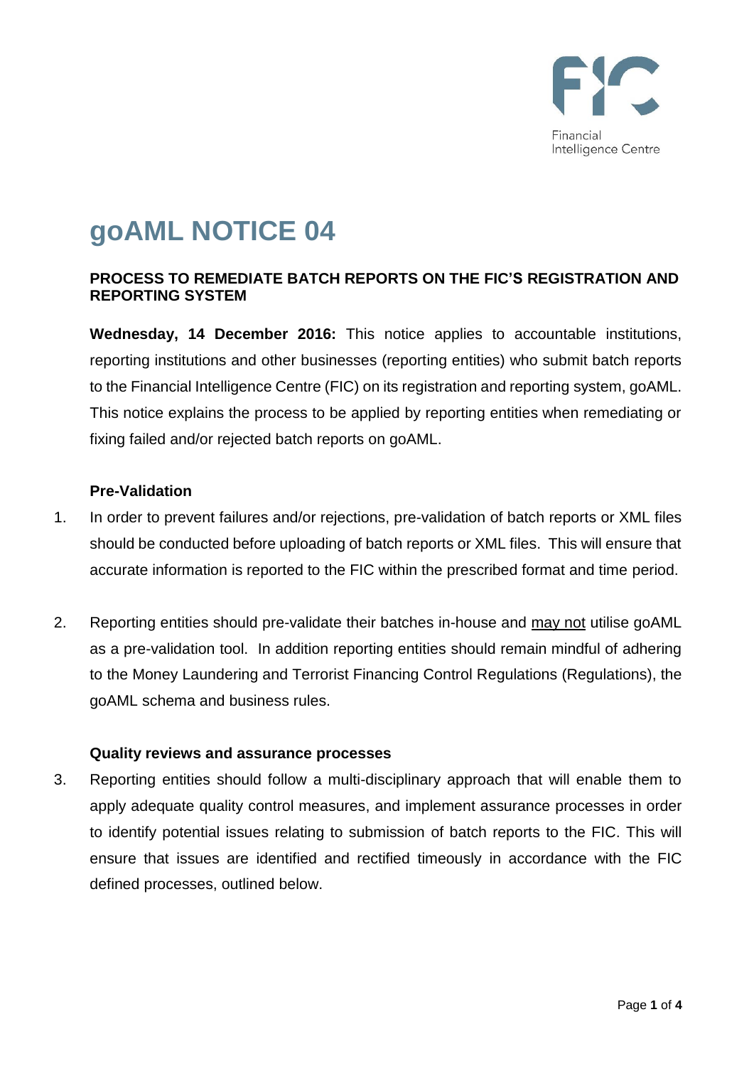Financial Intelligence Centre

# goAML NOTICE 04

**PROCESS TO REMEDIATE BATCH REPORTS ON THE FIC'S REGISTRATION AND REPORTING SYSTEM**

**Wednesday, 14 December 2016:** This notice applies to accountable institutions, reporting institutions and other businesses (reporting entities) who submit batch reports to the Financial Intelligence Centre (FIC) on its registration and reporting system, goAML. This notice explains the process to be applied by reporting entities when remediating or fixing failed and/or rejected batch reports on goAML.

**Pre-Validation**

1. In order to prevent failures and/or rejections, pre-validation of batch reports or XML files should be conducted before uploading of batch reports or XML files. This will ensure that accurate information is reported to the FIC within the prescribed format and time period.

2. Reporting entities should pre-validate their batches in-house and <u>may not</u> utilise goAML as a pre-validation tool. In addition reporting entities should remain mindful of adhering to the Money Laundering and Terrorist Financing Control Regulations (Regulations), the goAML schema and business rules.

**Quality reviews and assurance processes**

3. Reporting entities should follow a multi-disciplinary approach that will enable them to apply adequate quality control measures, and implement assurance processes in order to identify potential issues relating to submission of batch reports to the FIC. This will ensure that issues are identified and rectified timeously in accordance with the FIC defined processes, outlined below.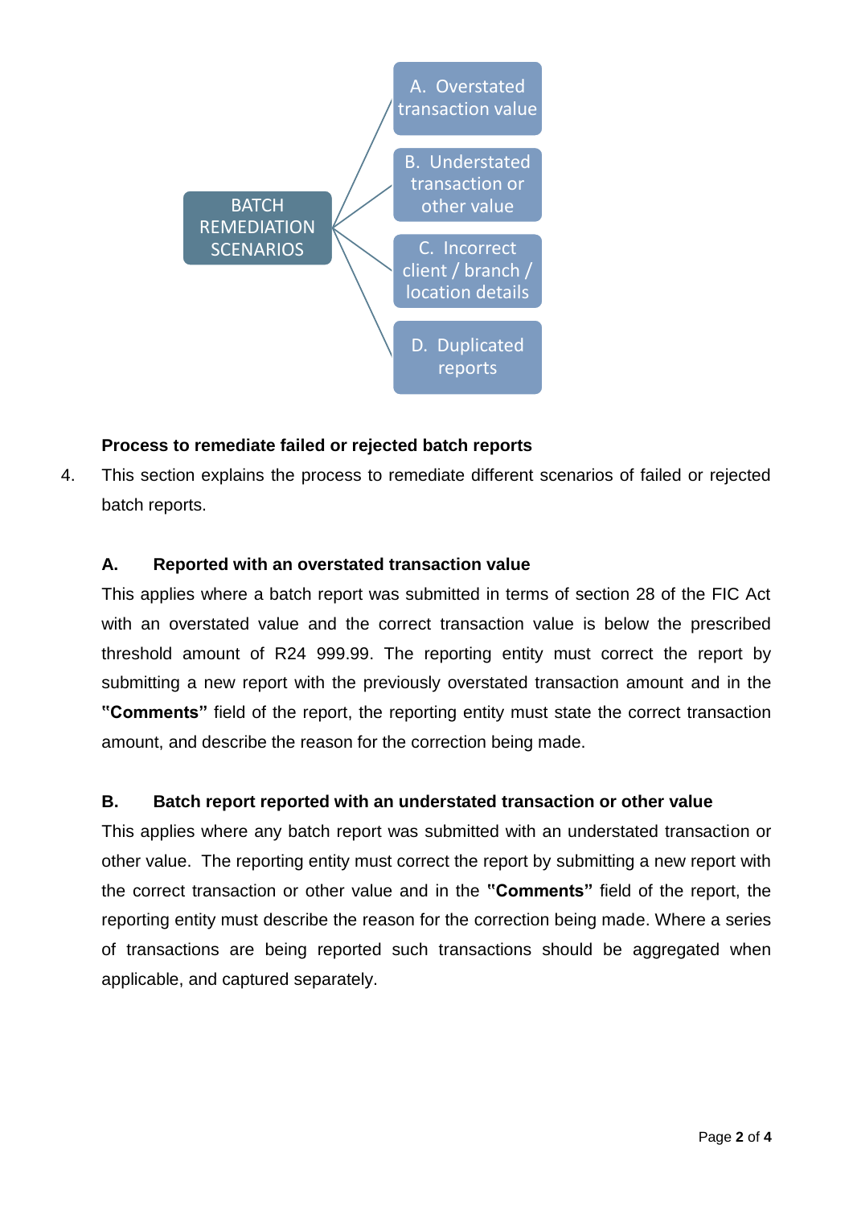**BATCH REMEDIATION SCENARIOS**

- A. Overstated transaction value
- B. Understated transaction or other value
- C. Incorrect client / branch / location details
- D. Duplicated reports

### Process to remediate failed or rejected batch reports

4. This section explains the process to remediate different scenarios of failed or rejected batch reports.

#### A. Reported with an overstated transaction value

This applies where a batch report was submitted in terms of section 28 of the FIC Act with an overstated value and the correct transaction value is below the prescribed threshold amount of R24 999.99. The reporting entity must correct the report by submitting a new report with the previously overstated transaction amount and in the **"Comments"** field of the report, the reporting entity must state the correct transaction amount, and describe the reason for the correction being made.

#### B. Batch report reported with an understated transaction or other value

This applies where any batch report was submitted with an understated transaction or other value. The reporting entity must correct the report by submitting a new report with the correct transaction or other value and in the **"Comments"** field of the report, the reporting entity must describe the reason for the correction being made. Where a series of transactions are being reported such transactions should be aggregated when applicable, and captured separately.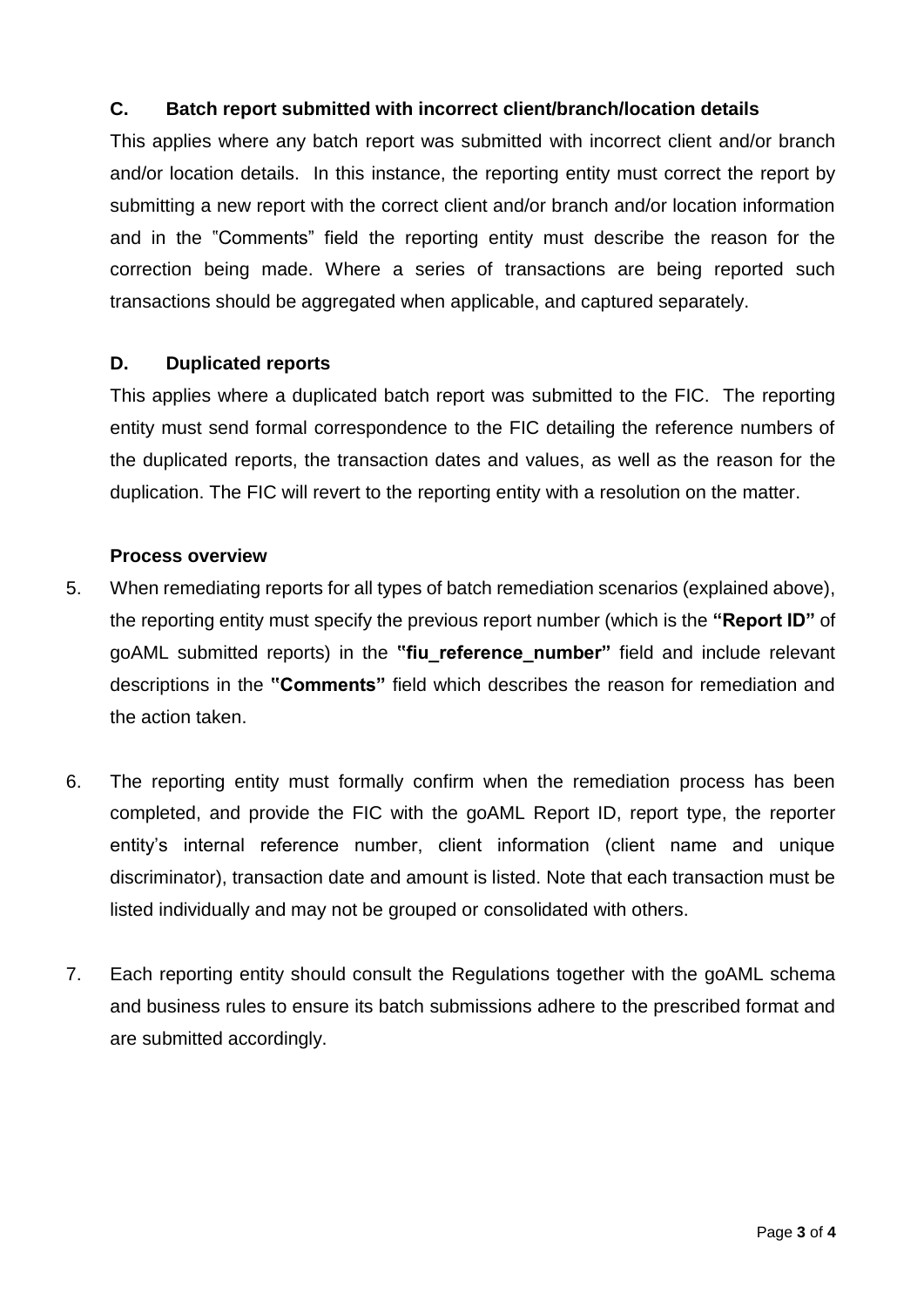### C. Batch report submitted with incorrect client/branch/location details

This applies where any batch report was submitted with incorrect client and/or branch and/or location details. In this instance, the reporting entity must correct the report by submitting a new report with the correct client and/or branch and/or location information and in the "Comments" field the reporting entity must describe the reason for the correction being made. Where a series of transactions are being reported such transactions should be aggregated when applicable, and captured separately.

### D. Duplicated reports

This applies where a duplicated batch report was submitted to the FIC. The reporting entity must send formal correspondence to the FIC detailing the reference numbers of the duplicated reports, the transaction dates and values, as well as the reason for the duplication. The FIC will revert to the reporting entity with a resolution on the matter.

**Process overview**

5. When remediating reports for all types of batch remediation scenarios (explained above), the reporting entity must specify the previous report number (which is the **"Report ID"** of goAML submitted reports) in the **"fiu_reference_number"** field and include relevant descriptions in the **"Comments"** field which describes the reason for remediation and the action taken.

6. The reporting entity must formally confirm when the remediation process has been completed, and provide the FIC with the goAML Report ID, report type, the reporter entity's internal reference number, client information (client name and unique discriminator), transaction date and amount is listed. Note that each transaction must be listed individually and may not be grouped or consolidated with others.

7. Each reporting entity should consult the Regulations together with the goAML schema and business rules to ensure its batch submissions adhere to the prescribed format and are submitted accordingly.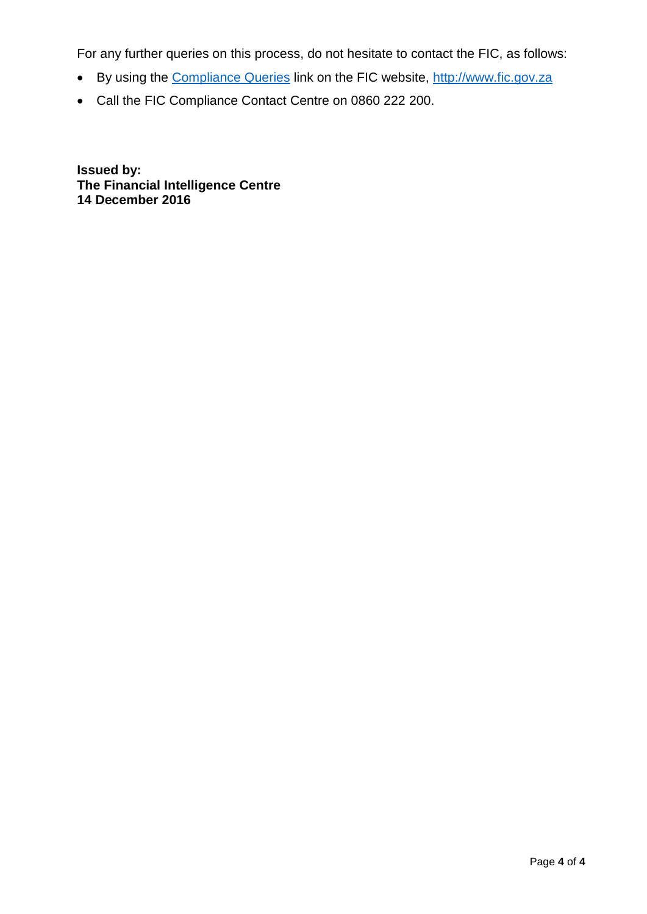For any further queries on this process, do not hesitate to contact the FIC, as follows:

- By using the Compliance Queries link on the FIC website, http://www.fic.gov.za
- Call the FIC Compliance Contact Centre on 0860 222 200.

**Issued by:**
**The Financial Intelligence Centre**
**14 December 2016**